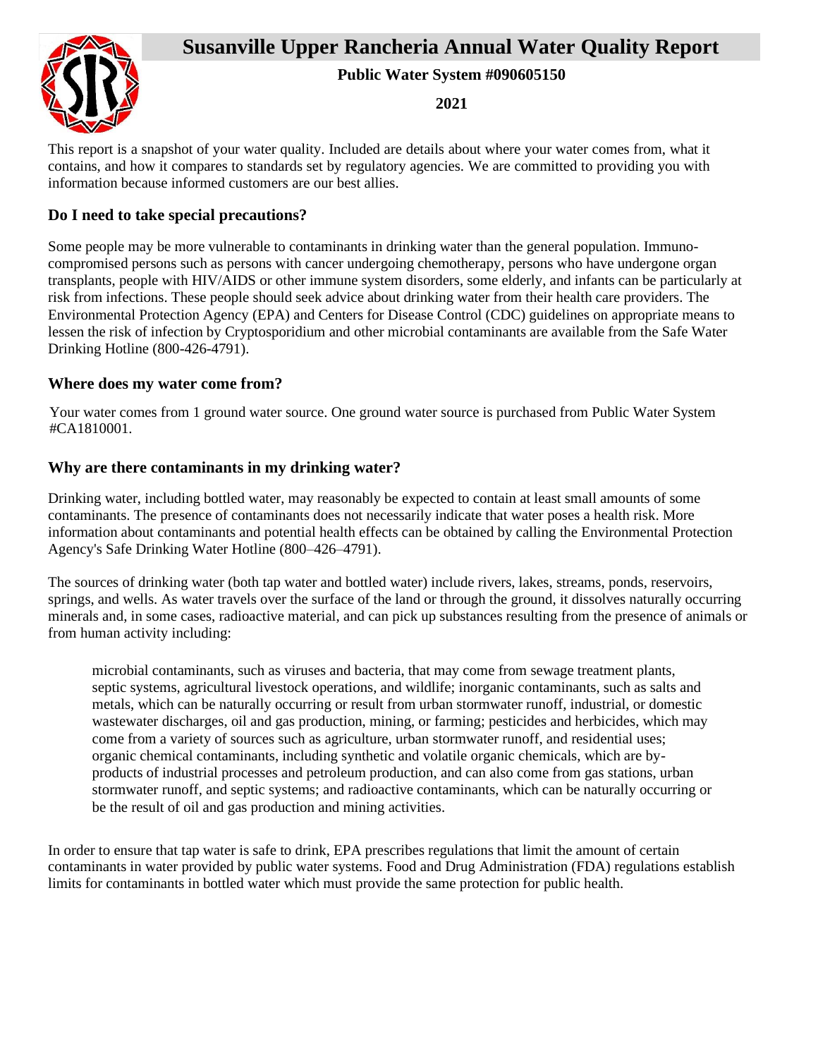# Susanville Upper Rancheria Annual Water Quality Report

**Public Water System #090605150**

**2021**

This report is a snapshot of your water quality. Included are details about where your water comes from, what it contains, and how it compares to standards set by regulatory agencies. We are committed to providing you with information because informed customers are our best allies.

## Do I need to take special precautions?

Some people may be more vulnerable to contaminants in drinking water than the general population. Immuno-compromised persons such as persons with cancer undergoing chemotherapy, persons who have undergone organ transplants, people with HIV/AIDS or other immune system disorders, some elderly, and infants can be particularly at risk from infections. These people should seek advice about drinking water from their health care providers. The Environmental Protection Agency (EPA) and Centers for Disease Control (CDC) guidelines on appropriate means to lessen the risk of infection by Cryptosporidium and other microbial contaminants are available from the Safe Water Drinking Hotline (800-426-4791).

## Where does my water come from?

Your water comes from 1 ground water source. One ground water source is purchased from Public Water System #CA1810001.

## Why are there contaminants in my drinking water?

Drinking water, including bottled water, may reasonably be expected to contain at least small amounts of some contaminants. The presence of contaminants does not necessarily indicate that water poses a health risk. More information about contaminants and potential health effects can be obtained by calling the Environmental Protection Agency's Safe Drinking Water Hotline (800–426–4791).

The sources of drinking water (both tap water and bottled water) include rivers, lakes, streams, ponds, reservoirs, springs, and wells. As water travels over the surface of the land or through the ground, it dissolves naturally occurring minerals and, in some cases, radioactive material, and can pick up substances resulting from the presence of animals or from human activity including:

> microbial contaminants, such as viruses and bacteria, that may come from sewage treatment plants, septic systems, agricultural livestock operations, and wildlife; inorganic contaminants, such as salts and metals, which can be naturally occurring or result from urban stormwater runoff, industrial, or domestic wastewater discharges, oil and gas production, mining, or farming; pesticides and herbicides, which may come from a variety of sources such as agriculture, urban stormwater runoff, and residential uses; organic chemical contaminants, including synthetic and volatile organic chemicals, which are by-products of industrial processes and petroleum production, and can also come from gas stations, urban stormwater runoff, and septic systems; and radioactive contaminants, which can be naturally occurring or be the result of oil and gas production and mining activities.

In order to ensure that tap water is safe to drink, EPA prescribes regulations that limit the amount of certain contaminants in water provided by public water systems. Food and Drug Administration (FDA) regulations establish limits for contaminants in bottled water which must provide the same protection for public health.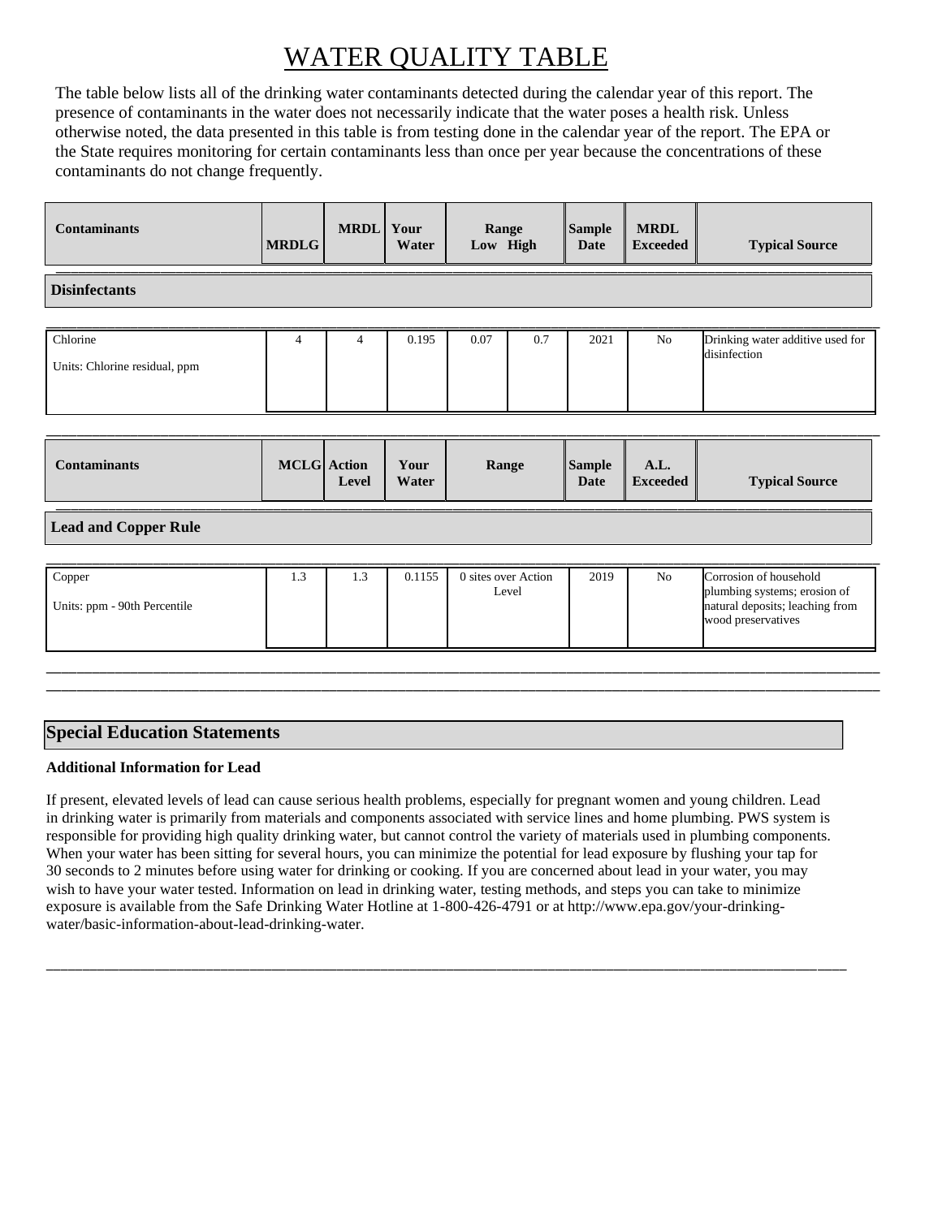# WATER QUALITY TABLE

The table below lists all of the drinking water contaminants detected during the calendar year of this report. The presence of contaminants in the water does not necessarily indicate that the water poses a health risk. Unless otherwise noted, the data presented in this table is from testing done in the calendar year of the report. The EPA or the State requires monitoring for certain contaminants less than once per year because the concentrations of these contaminants do not change frequently.

| Contaminants | MRDLG | MRDL | Your Water | Range Low | High | Sample Date | MRDL Exceeded | Typical Source |
|---|---|---|---|---|---|---|---|---|
| **Disinfectants** | | | | | | | | |
| Chlorine<br>Units: Chlorine residual, ppm | 4 | 4 | 0.195 | 0.07 | 0.7 | 2021 | No | Drinking water additive used for disinfection |

| Contaminants | MCLG | Action Level | Your Water | Range | Sample Date | A.L. Exceeded | Typical Source |
|---|---|---|---|---|---|---|---|
| **Lead and Copper Rule** | | | | | | | |
| Copper<br>Units: ppm - 90th Percentile | 1.3 | 1.3 | 0.1155 | 0 sites over Action Level | 2019 | No | Corrosion of household plumbing systems; erosion of natural deposits; leaching from wood preservatives |

## Special Education Statements

**Additional Information for Lead**

If present, elevated levels of lead can cause serious health problems, especially for pregnant women and young children. Lead in drinking water is primarily from materials and components associated with service lines and home plumbing. PWS system is responsible for providing high quality drinking water, but cannot control the variety of materials used in plumbing components. When your water has been sitting for several hours, you can minimize the potential for lead exposure by flushing your tap for 30 seconds to 2 minutes before using water for drinking or cooking. If you are concerned about lead in your water, you may wish to have your water tested. Information on lead in drinking water, testing methods, and steps you can take to minimize exposure is available from the Safe Drinking Water Hotline at 1-800-426-4791 or at http://www.epa.gov/your-drinking-water/basic-information-about-lead-drinking-water.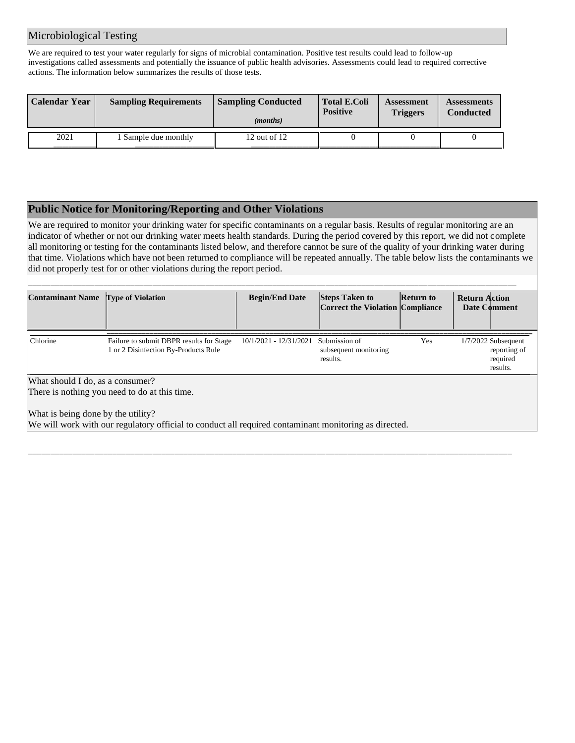## Microbiological Testing

We are required to test your water regularly for signs of microbial contamination. Positive test results could lead to follow-up investigations called assessments and potentially the issuance of public health advisories. Assessments could lead to required corrective actions. The information below summarizes the results of those tests.

| Calendar Year | Sampling Requirements | Sampling Conducted *(months)* | Total E.Coli Positive | Assessment Triggers | Assessments Conducted |
|---|---|---|---|---|---|
| 2021 | 1 Sample due monthly | 12 out of 12 | 0 | 0 | 0 |

## Public Notice for Monitoring/Reporting and Other Violations

We are required to monitor your drinking water for specific contaminants on a regular basis. Results of regular monitoring are an indicator of whether or not our drinking water meets health standards. During the period covered by this report, we did not complete all monitoring or testing for the contaminants listed below, and therefore cannot be sure of the quality of your drinking water during that time. Violations which have not been returned to compliance will be repeated annually. The table below lists the contaminants we did not properly test for or other violations during the report period.

| Contaminant Name | Type of Violation | Begin/End Date | Steps Taken to Correct the Violation | Return to Compliance | Return Date | Action Comment |
|---|---|---|---|---|---|---|
| Chlorine | Failure to submit DBPR results for Stage 1 or 2 Disinfection By-Products Rule | 10/1/2021 - 12/31/2021 | Submission of subsequent monitoring results. | Yes | 1/7/2022 | Subsequent reporting of required results. |

What should I do, as a consumer?
There is nothing you need to do at this time.

What is being done by the utility?
We will work with our regulatory official to conduct all required contaminant monitoring as directed.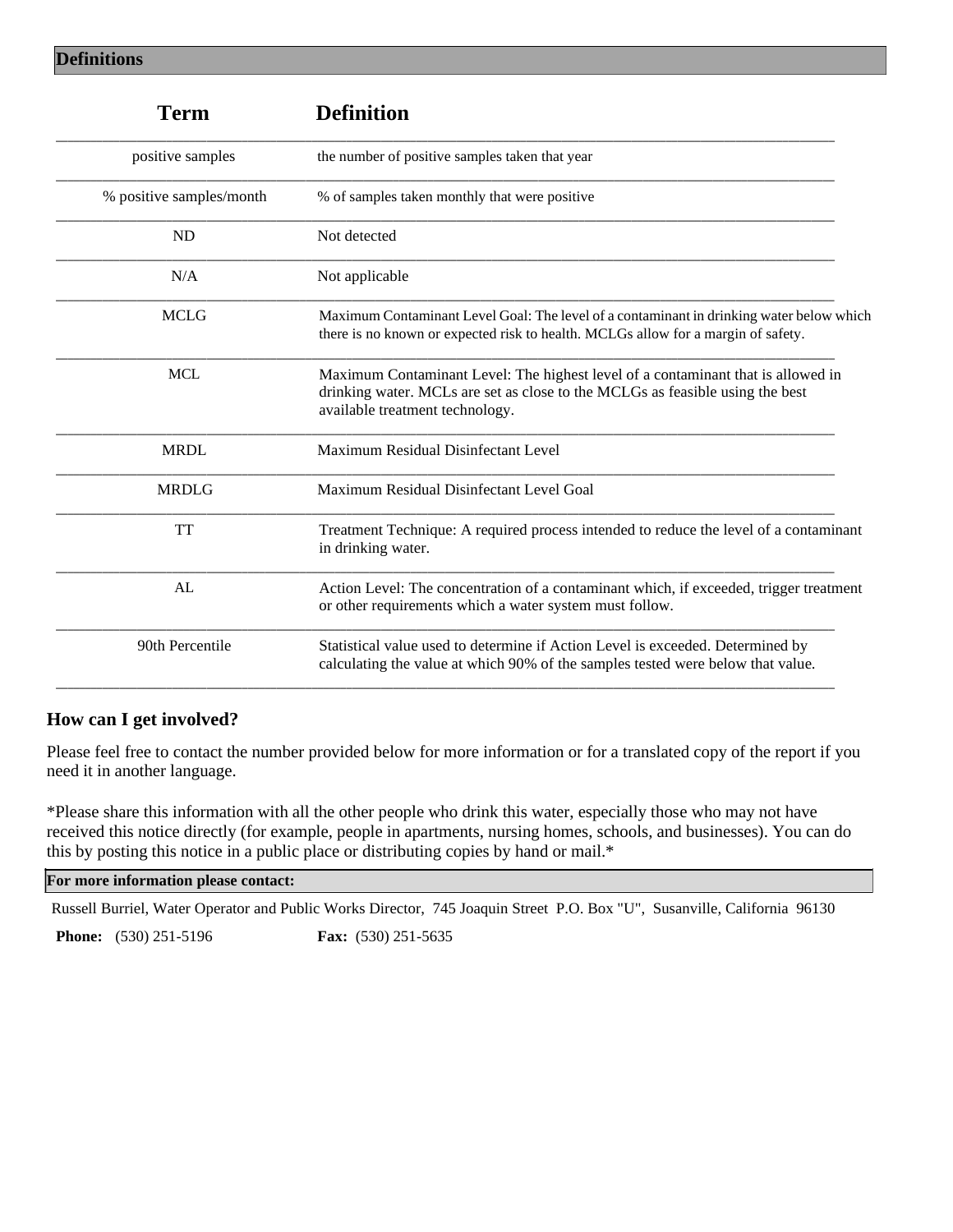## Definitions

| Term | Definition |
| --- | --- |
| positive samples | the number of positive samples taken that year |
| % positive samples/month | % of samples taken monthly that were positive |
| ND | Not detected |
| N/A | Not applicable |
| MCLG | Maximum Contaminant Level Goal: The level of a contaminant in drinking water below which there is no known or expected risk to health. MCLGs allow for a margin of safety. |
| MCL | Maximum Contaminant Level: The highest level of a contaminant that is allowed in drinking water. MCLs are set as close to the MCLGs as feasible using the best available treatment technology. |
| MRDL | Maximum Residual Disinfectant Level |
| MRDLG | Maximum Residual Disinfectant Level Goal |
| TT | Treatment Technique: A required process intended to reduce the level of a contaminant in drinking water. |
| AL | Action Level: The concentration of a contaminant which, if exceeded, trigger treatment or other requirements which a water system must follow. |
| 90th Percentile | Statistical value used to determine if Action Level is exceeded. Determined by calculating the value at which 90% of the samples tested were below that value. |

### How can I get involved?

Please feel free to contact the number provided below for more information or for a translated copy of the report if you need it in another language.

*Please share this information with all the other people who drink this water, especially those who may not have received this notice directly (for example, people in apartments, nursing homes, schools, and businesses). You can do this by posting this notice in a public place or distributing copies by hand or mail.*

**For more information please contact:**

Russell Burriel, Water Operator and Public Works Director, 745 Joaquin Street P.O. Box "U", Susanville, California 96130

**Phone:** (530) 251-5196 **Fax:** (530) 251-5635